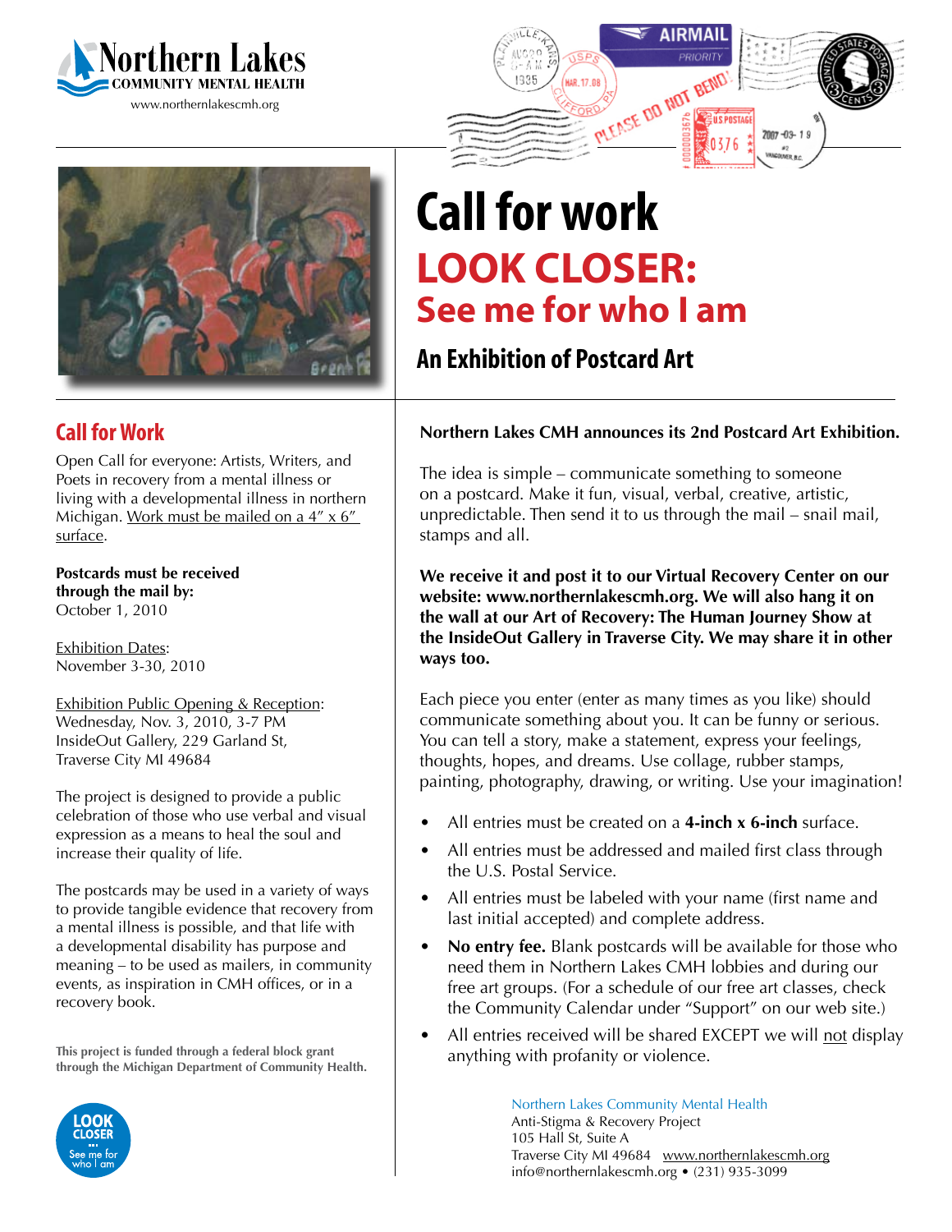Northern Lakes COMMUNITY MENTAL HEALTH
www.northernlakescmh.org

# Call for work

## LOOK CLOSER: See me for who I am

### An Exhibition of Postcard Art

## Call for Work

Open Call for everyone: Artists, Writers, and Poets in recovery from a mental illness or living with a developmental illness in northern Michigan. Work must be mailed on a 4" x 6" surface.

**Postcards must be received through the mail by:**
October 1, 2010

Exhibition Dates:
November 3-30, 2010

Exhibition Public Opening & Reception:
Wednesday, Nov. 3, 2010, 3-7 PM
InsideOut Gallery, 229 Garland St,
Traverse City MI 49684

The project is designed to provide a public celebration of those who use verbal and visual expression as a means to heal the soul and increase their quality of life.

The postcards may be used in a variety of ways to provide tangible evidence that recovery from a mental illness is possible, and that life with a developmental disability has purpose and meaning – to be used as mailers, in community events, as inspiration in CMH offices, or in a recovery book.

**This project is funded through a federal block grant through the Michigan Department of Community Health.**

LOOK CLOSER ... See me for who I am

**Northern Lakes CMH announces its 2nd Postcard Art Exhibition.**

The idea is simple – communicate something to someone on a postcard. Make it fun, visual, verbal, creative, artistic, unpredictable. Then send it to us through the mail – snail mail, stamps and all.

**We receive it and post it to our Virtual Recovery Center on our website: www.northernlakescmh.org. We will also hang it on the wall at our Art of Recovery: The Human Journey Show at the InsideOut Gallery in Traverse City. We may share it in other ways too.**

Each piece you enter (enter as many times as you like) should communicate something about you. It can be funny or serious. You can tell a story, make a statement, express your feelings, thoughts, hopes, and dreams. Use collage, rubber stamps, painting, photography, drawing, or writing. Use your imagination!

- All entries must be created on a **4-inch x 6-inch** surface.
- All entries must be addressed and mailed first class through the U.S. Postal Service.
- All entries must be labeled with your name (first name and last initial accepted) and complete address.
- **No entry fee.** Blank postcards will be available for those who need them in Northern Lakes CMH lobbies and during our free art groups. (For a schedule of our free art classes, check the Community Calendar under "Support" on our web site.)
- All entries received will be shared EXCEPT we will not display anything with profanity or violence.

Northern Lakes Community Mental Health
Anti-Stigma & Recovery Project
105 Hall St, Suite A
Traverse City MI 49684 www.northernlakescmh.org
info@northernlakescmh.org • (231) 935-3099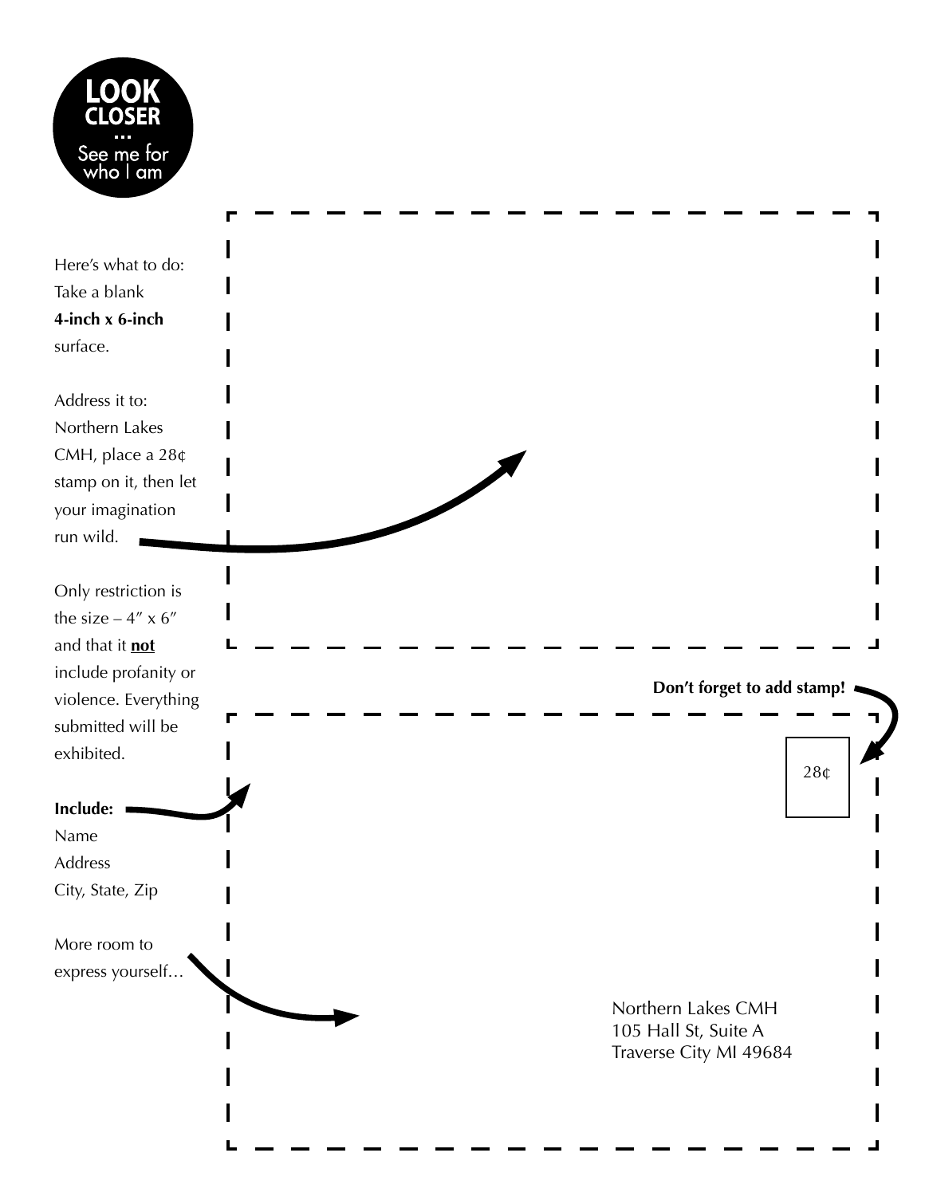**LOOK CLOSER**
**...**
See me for who I am

Here's what to do:
Take a blank **4-inch x 6-inch** surface.

Address it to: Northern Lakes CMH, place a 28¢ stamp on it, then let your imagination run wild.

Only restriction is the size – 4″ x 6″ and that it **not** include profanity or violence. Everything submitted will be exhibited.

**Include:**
Name
Address
City, State, Zip

More room to express yourself…

**Don't forget to add stamp!**

28¢

Northern Lakes CMH
105 Hall St, Suite A
Traverse City MI 49684